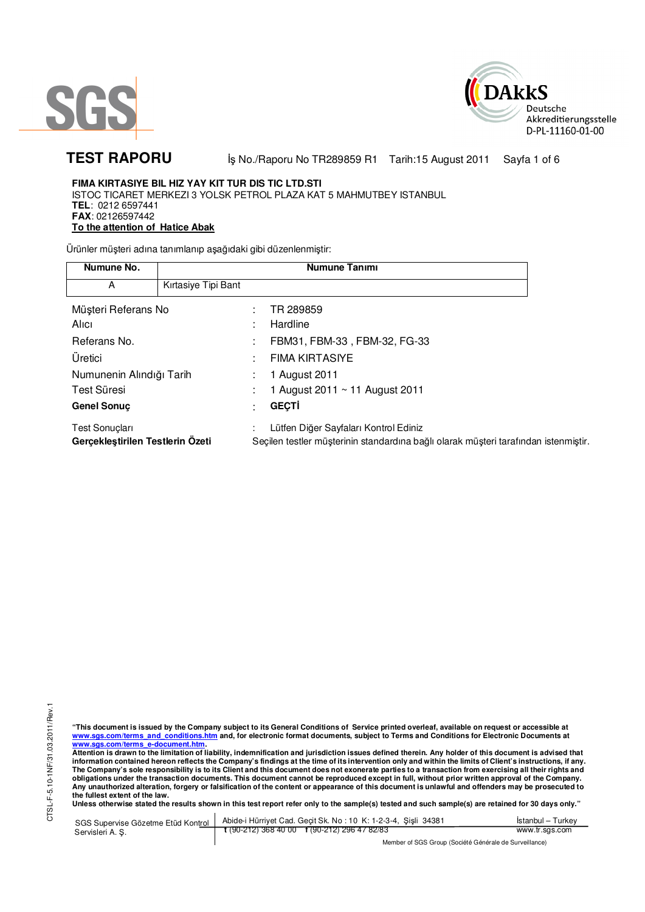SGS

DAkkS
Deutsche
Akkreditierungsstelle
D-PL-11160-01-00

# TEST RAPORU

İş No./Raporu No TR289859 R1 Tarih:15 August 2011

**FIMA KIRTASIYE BIL HIZ YAY KIT TUR DIS TIC LTD.STI**
ISTOC TICARET MERKEZI 3 YOLSK PETROL PLAZA KAT 5 MAHMUTBEY ISTANBUL
**TEL**: 0212 6597441
**FAX**: 02126597442
**To the attention of Hatice Abak**

Ürünler müşteri adına tanımlanıp aşağıdaki gibi düzenlenmiştir:

| Numune No. | Numune Tanımı |
|---|---|
| A | Kırtasiye Tipi Bant |

| | | |
|---|---|---|
| Müşteri Referans No | : | TR 289859 |
| Alıcı | : | Hardline |
| Referans No. | : | FBM31, FBM-33 , FBM-32, FG-33 |
| Üretici | : | FIMA KIRTASIYE |
| Numunenin Alındığı Tarih | : | 1 August 2011 |
| Test Süresi | : | 1 August 2011 ~ 11 August 2011 |
| **Genel Sonuç** | : | **GEÇTİ** |
| Test Sonuçları | : | Lütfen Diğer Sayfaları Kontrol Ediniz |
| **Gerçekleştirilen Testlerin Özeti** | | Seçilen testler müşterinin standardına bağlı olarak müşteri tarafından istenmiştir. |

CTSL-F-5.10-1NF/31.03.2011/Rev.1

**"This document is issued by the Company subject to its General Conditions of Service printed overleaf, available on request or accessible at www.sgs.com/terms_and_conditions.htm and, for electronic format documents, subject to Terms and Conditions for Electronic Documents at www.sgs.com/terms_e-document.htm.**
**Attention is drawn to the limitation of liability, indemnification and jurisdiction issues defined therein. Any holder of this document is advised that information contained hereon reflects the Company's findings at the time of its intervention only and within the limits of Client's instructions, if any. The Company's sole responsibility is to its Client and this document does not exonerate parties to a transaction from exercising all their rights and obligations under the transaction documents. This document cannot be reproduced except in full, without prior written approval of the Company. Any unauthorized alteration, forgery or falsification of the content or appearance of this document is unlawful and offenders may be prosecuted to the fullest extent of the law.**
**Unless otherwise stated the results shown in this test report refer only to the sample(s) tested and such sample(s) are retained for 30 days only."**

SGS Supervise Gözetme Etüd Kontrol Servisleri A. Ş. | Abide-i Hürriyet Cad. Geçit Sk. No : 10 K: 1-2-3-4, Şişli 34381 | İstanbul – Turkey
t (90-212) 368 40 00 f (90-212) 296 47 82/83 | www.tr.sgs.com

Member of SGS Group (Société Générale de Surveillance)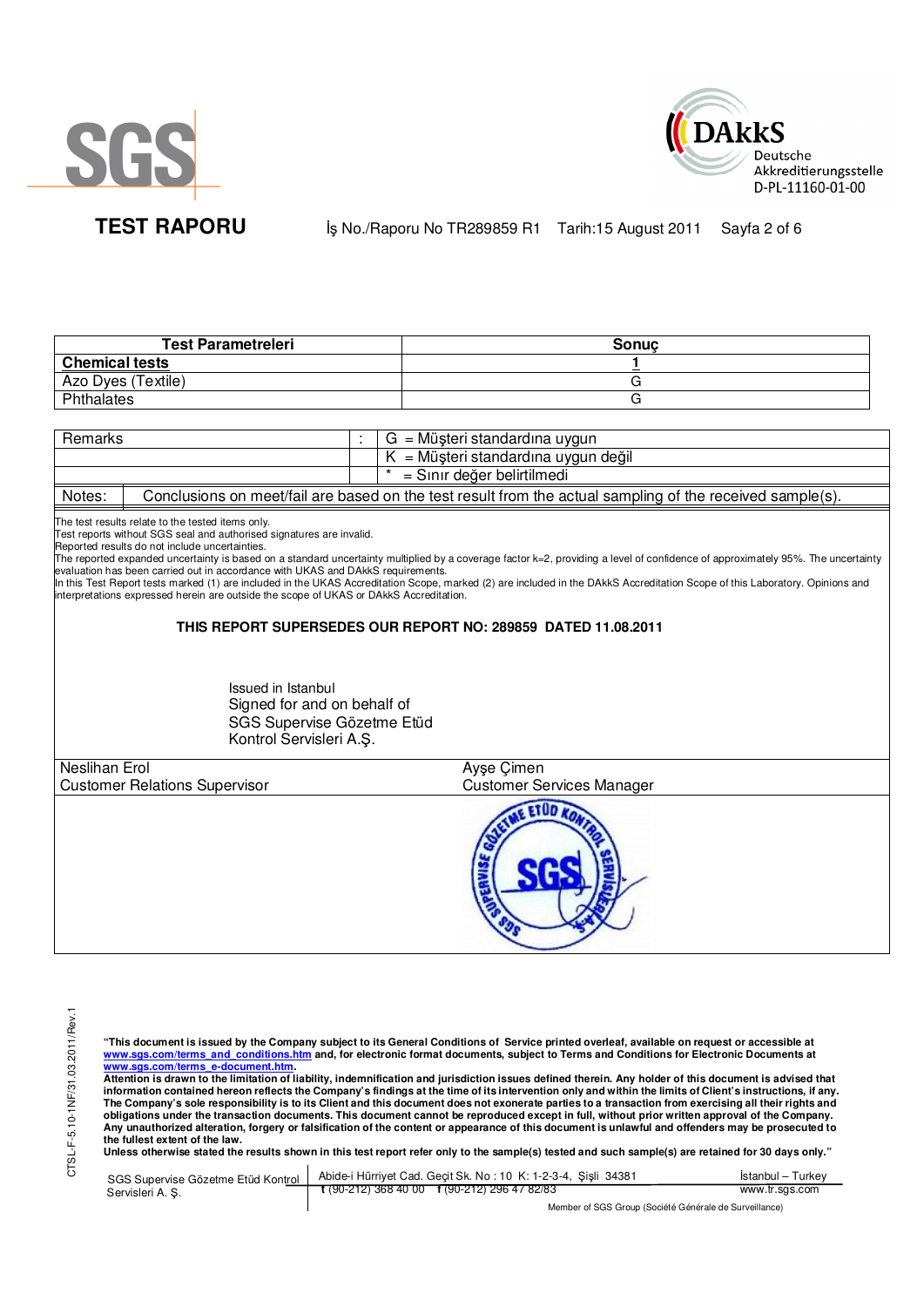**TEST RAPORU** İş No./Raporu No TR289859 R1 Tarih:15 August 2011

| Test Parametreleri | Sonuç |
| --- | --- |
| **Chemical tests** | **1** |
| Azo Dyes (Textile) | G |
| Phthalates | G |

| Remarks | : | G = Müşteri standardına uygun |
| --- | --- | --- |
| | | K = Müşteri standardına uygun değil |
| | | * = Sınır değer belirtilmedi |

Notes: Conclusions on meet/fail are based on the test result from the actual sampling of the received sample(s).

The test results relate to the tested items only.
Test reports without SGS seal and authorised signatures are invalid.
Reported results do not include uncertainties.
The reported expanded uncertainty is based on a standard uncertainty multiplied by a coverage factor k=2, providing a level of confidence of approximately 95%. The uncertainty evaluation has been carried out in accordance with UKAS and DAkkS requirements.
In this Test Report tests marked (1) are included in the UKAS Accreditation Scope, marked (2) are included in the DAkkS Accreditation Scope of this Laboratory. Opinions and interpretations expressed herein are outside the scope of UKAS or DAkkS Accreditation.

**THIS REPORT SUPERSEDES OUR REPORT NO: 289859 DATED 11.08.2011**

Issued in Istanbul
Signed for and on behalf of
SGS Supervise Gözetme Etüd
Kontrol Servisleri A.Ş.

| Neslihan Erol | Ayşe Çimen |
| --- | --- |
| Customer Relations Supervisor | Customer Services Manager |

**"This document is issued by the Company subject to its General Conditions of Service printed overleaf, available on request or accessible at www.sgs.com/terms_and_conditions.htm and, for electronic format documents, subject to Terms and Conditions for Electronic Documents at www.sgs.com/terms_e-document.htm.**
**Attention is drawn to the limitation of liability, indemnification and jurisdiction issues defined therein. Any holder of this document is advised that information contained hereon reflects the Company's findings at the time of its intervention only and within the limits of Client's instructions, if any. The Company's sole responsibility is to its Client and this document does not exonerate parties to a transaction from exercising all their rights and obligations under the transaction documents. This document cannot be reproduced except in full, without prior written approval of the Company. Any unauthorized alteration, forgery or falsification of the content or appearance of this document is unlawful and offenders may be prosecuted to the fullest extent of the law.**
**Unless otherwise stated the results shown in this test report refer only to the sample(s) tested and such sample(s) are retained for 30 days only."**

SGS Supervise Gözetme Etüd Kontrol Servisleri A. Ş. | Abide-i Hürriyet Cad. Geçit Sk. No : 10 K: 1-2-3-4, Şişli 34381 | t (90-212) 368 40 00 f (90-212) 296 47 82/83 | İstanbul – Turkey | www.tr.sgs.com

Member of SGS Group (Société Générale de Surveillance)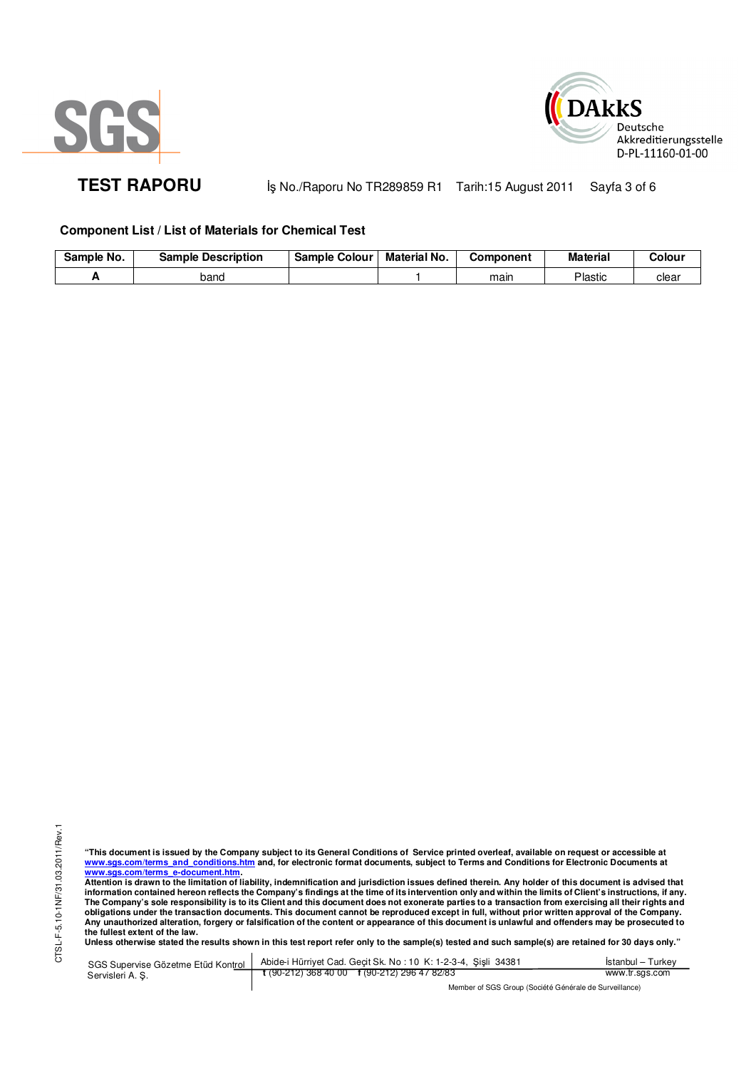**TEST RAPORU** İş No./Raporu No TR289859 R1 Tarih:15 August 2011

## Component List / List of Materials for Chemical Test

| Sample No. | Sample Description | Sample Colour | Material No. | Component | Material | Colour |
|---|---|---|---|---|---|---|
| A | band | | 1 | main | Plastic | clear |

"This document is issued by the Company subject to its General Conditions of Service printed overleaf, available on request or accessible at www.sgs.com/terms_and_conditions.htm and, for electronic format documents, subject to Terms and Conditions for Electronic Documents at www.sgs.com/terms_e-document.htm.
Attention is drawn to the limitation of liability, indemnification and jurisdiction issues defined therein. Any holder of this document is advised that information contained hereon reflects the Company's findings at the time of its intervention only and within the limits of Client's instructions, if any. The Company's sole responsibility is to its Client and this document does not exonerate parties to a transaction from exercising all their rights and obligations under the transaction documents. This document cannot be reproduced except in full, without prior written approval of the Company. Any unauthorized alteration, forgery or falsification of the content or appearance of this document is unlawful and offenders may be prosecuted to the fullest extent of the law.
Unless otherwise stated the results shown in this test report refer only to the sample(s) tested and such sample(s) are retained for 30 days only."

SGS Supervise Gözetme Etüd Kontrol Servisleri A. Ş. | Abide-i Hürriyet Cad. Geçit Sk. No : 10 K: 1-2-3-4, Şişli 34381 | t (90-212) 368 40 00 f (90-212) 296 47 82/83 | İstanbul – Turkey | www.tr.sgs.com

Member of SGS Group (Société Générale de Surveillance)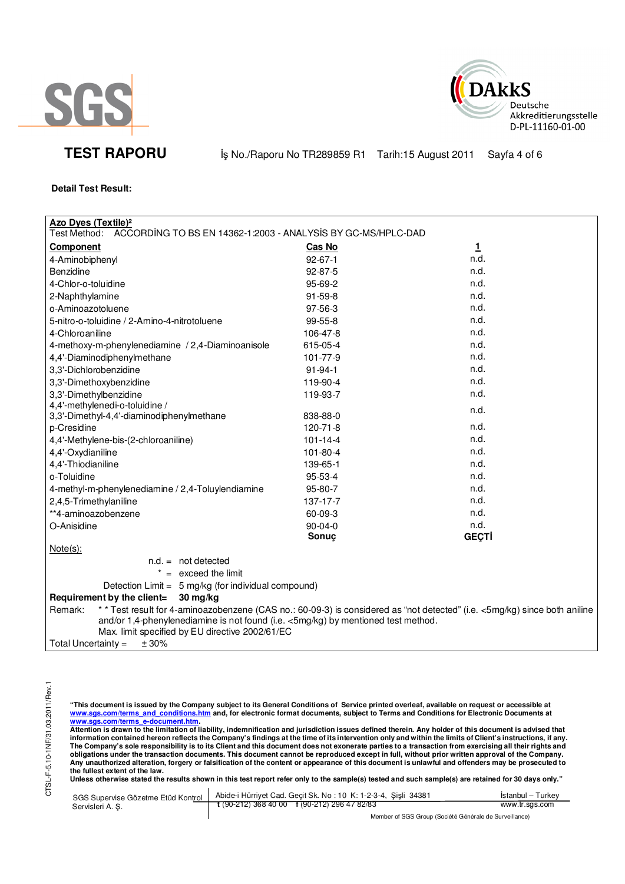**TEST RAPORU** İş No./Raporu No TR289859 R1 Tarih:15 August 2011

**Detail Test Result:**

**Azo Dyes (Textile)²**

Test Method: ACCORDİNG TO BS EN 14362-1:2003 - ANALYSİS BY GC-MS/HPLC-DAD

| **Component** | **Cas No** | **1** |
|---|---|---|
| 4-Aminobiphenyl | 92-67-1 | n.d. |
| Benzidine | 92-87-5 | n.d. |
| 4-Chlor-o-toluidine | 95-69-2 | n.d. |
| 2-Naphthylamine | 91-59-8 | n.d. |
| o-Aminoazotoluene | 97-56-3 | n.d. |
| 5-nitro-o-toluidine / 2-Amino-4-nitrotoluene | 99-55-8 | n.d. |
| 4-Chloroaniline | 106-47-8 | n.d. |
| 4-methoxy-m-phenylenediamine / 2,4-Diaminoanisole | 615-05-4 | n.d. |
| 4,4'-Diaminodiphenylmethane | 101-77-9 | n.d. |
| 3,3'-Dichlorobenzidine | 91-94-1 | n.d. |
| 3,3'-Dimethoxybenzidine | 119-90-4 | n.d. |
| 3,3'-Dimethylbenzidine | 119-93-7 | n.d. |
| 4,4'-methylenedi-o-toluidine / 3,3'-Dimethyl-4,4'-diaminodiphenylmethane | 838-88-0 | n.d. |
| p-Cresidine | 120-71-8 | n.d. |
| 4,4'-Methylene-bis-(2-chloroaniline) | 101-14-4 | n.d. |
| 4,4'-Oxydianiline | 101-80-4 | n.d. |
| 4,4'-Thiodianiline | 139-65-1 | n.d. |
| o-Toluidine | 95-53-4 | n.d. |
| 4-methyl-m-phenylenediamine / 2,4-Toluylendiamine | 95-80-7 | n.d. |
| 2,4,5-Trimethylaniline | 137-17-7 | n.d. |
| **4-aminoazobenzene | 60-09-3 | n.d. |
| O-Anisidine | 90-04-0 | n.d. |
| | **Sonuç** | **GEÇTİ** |

Note(s):

n.d. = not detected

* = exceed the limit

Detection Limit = 5 mg/kg (for individual compound)

**Requirement by the client= 30 mg/kg**

Remark: * * Test result for 4-aminoazobenzene (CAS no.: 60-09-3) is considered as "not detected" (i.e. <5mg/kg) since both aniline and/or 1,4-phenylenediamine is not found (i.e. <5mg/kg) by mentioned test method.
Max. limit specified by EU directive 2002/61/EC

Total Uncertainty = ± 30%

**"This document is issued by the Company subject to its General Conditions of Service printed overleaf, available on request or accessible at www.sgs.com/terms_and_conditions.htm and, for electronic format documents, subject to Terms and Conditions for Electronic Documents at www.sgs.com/terms_e-document.htm.**
**Attention is drawn to the limitation of liability, indemnification and jurisdiction issues defined therein. Any holder of this document is advised that information contained hereon reflects the Company's findings at the time of its intervention only and within the limits of Client's instructions, if any. The Company's sole responsibility is to its Client and this document does not exonerate parties to a transaction from exercising all their rights and obligations under the transaction documents. This document cannot be reproduced except in full, without prior written approval of the Company. Any unauthorized alteration, forgery or falsification of the content or appearance of this document is unlawful and offenders may be prosecuted to the fullest extent of the law.**
**Unless otherwise stated the results shown in this test report refer only to the sample(s) tested and such sample(s) are retained for 30 days only."**

SGS Supervise Gözetme Etüd Kontrol Servisleri A. Ş. | Abide-i Hürriyet Cad. Geçit Sk. No : 10 K: 1-2-3-4, Şişli 34381 İstanbul – Turkey | t (90-212) 368 40 00 f (90-212) 296 47 82/83 | www.tr.sgs.com

Member of SGS Group (Société Générale de Surveillance)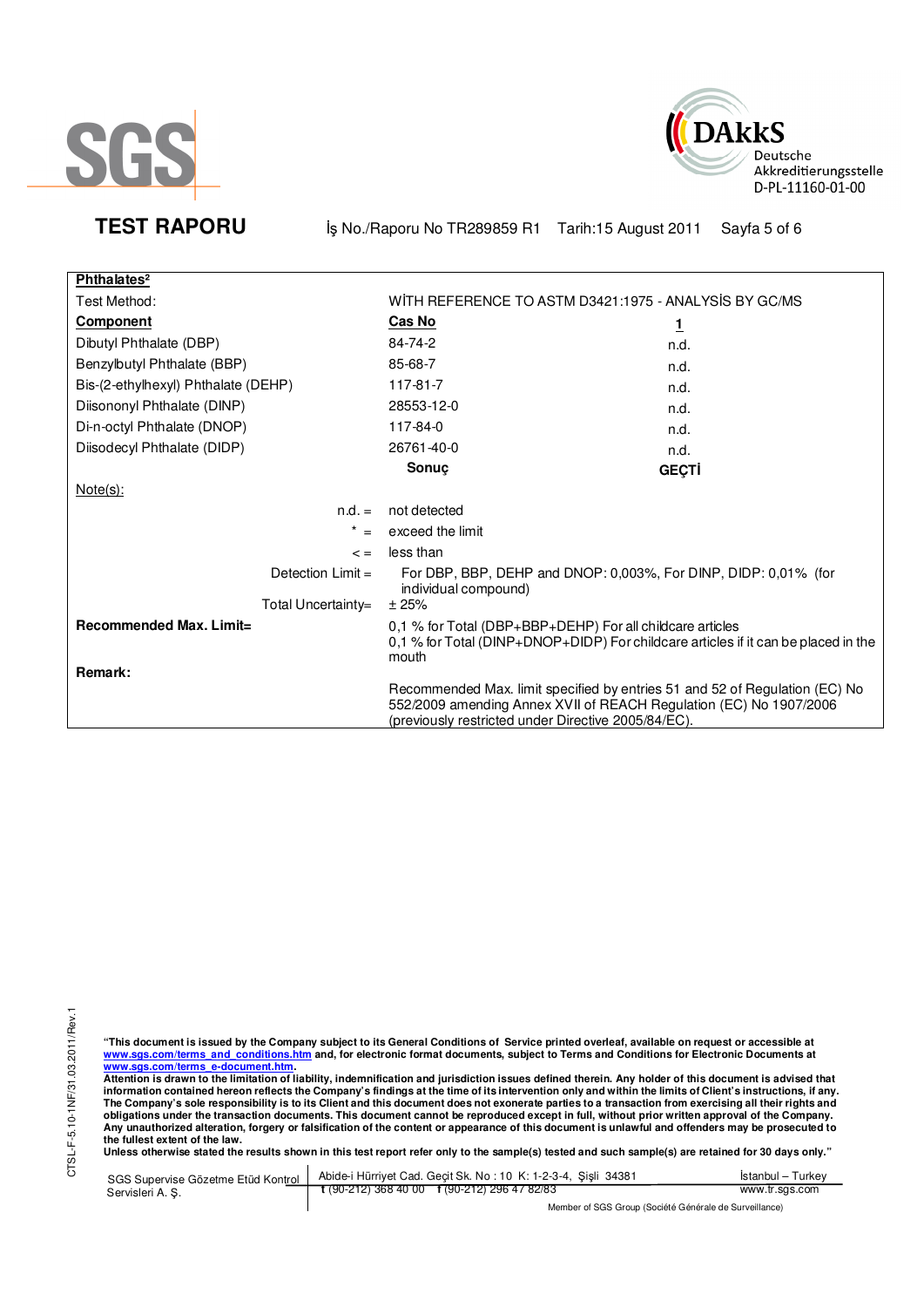**TEST RAPORU** İş No./Raporu No TR289859 R1 Tarih:15 August 2011

| **Phthalates²** | | |
|---|---|---|
| Test Method: | WİTH REFERENCE TO ASTM D3421:1975 - ANALYSİS BY GC/MS | |
| **Component** | **Cas No** | **1** |
| Dibutyl Phthalate (DBP) | 84-74-2 | n.d. |
| Benzylbutyl Phthalate (BBP) | 85-68-7 | n.d. |
| Bis-(2-ethylhexyl) Phthalate (DEHP) | 117-81-7 | n.d. |
| Diisononyl Phthalate (DINP) | 28553-12-0 | n.d. |
| Di-n-octyl Phthalate (DNOP) | 117-84-0 | n.d. |
| Diisodecyl Phthalate (DIDP) | 26761-40-0 | n.d. |
| | **Sonuç** | **GEÇTİ** |

Note(s):

n.d. = not detected

* = exceed the limit

< = less than

Detection Limit = For DBP, BBP, DEHP and DNOP: 0,003%, For DINP, DIDP: 0,01% (for individual compound)

Total Uncertainty= ± 25%

**Recommended Max. Limit=** 0,1 % for Total (DBP+BBP+DEHP) For all childcare articles
0,1 % for Total (DINP+DNOP+DIDP) For childcare articles if it can be placed in the mouth

**Remark:**

Recommended Max. limit specified by entries 51 and 52 of Regulation (EC) No 552/2009 amending Annex XVII of REACH Regulation (EC) No 1907/2006 (previously restricted under Directive 2005/84/EC).

**"This document is issued by the Company subject to its General Conditions of Service printed overleaf, available on request or accessible at www.sgs.com/terms_and_conditions.htm and, for electronic format documents, subject to Terms and Conditions for Electronic Documents at www.sgs.com/terms_e-document.htm.**
**Attention is drawn to the limitation of liability, indemnification and jurisdiction issues defined therein. Any holder of this document is advised that information contained hereon reflects the Company's findings at the time of its intervention only and within the limits of Client's instructions, if any. The Company's sole responsibility is to its Client and this document does not exonerate parties to a transaction from exercising all their rights and obligations under the transaction documents. This document cannot be reproduced except in full, without prior written approval of the Company. Any unauthorized alteration, forgery or falsification of the content or appearance of this document is unlawful and offenders may be prosecuted to the fullest extent of the law.**
**Unless otherwise stated the results shown in this test report refer only to the sample(s) tested and such sample(s) are retained for 30 days only."**

CTSL-F-5.10-1NF/31.03.2011/Rev.1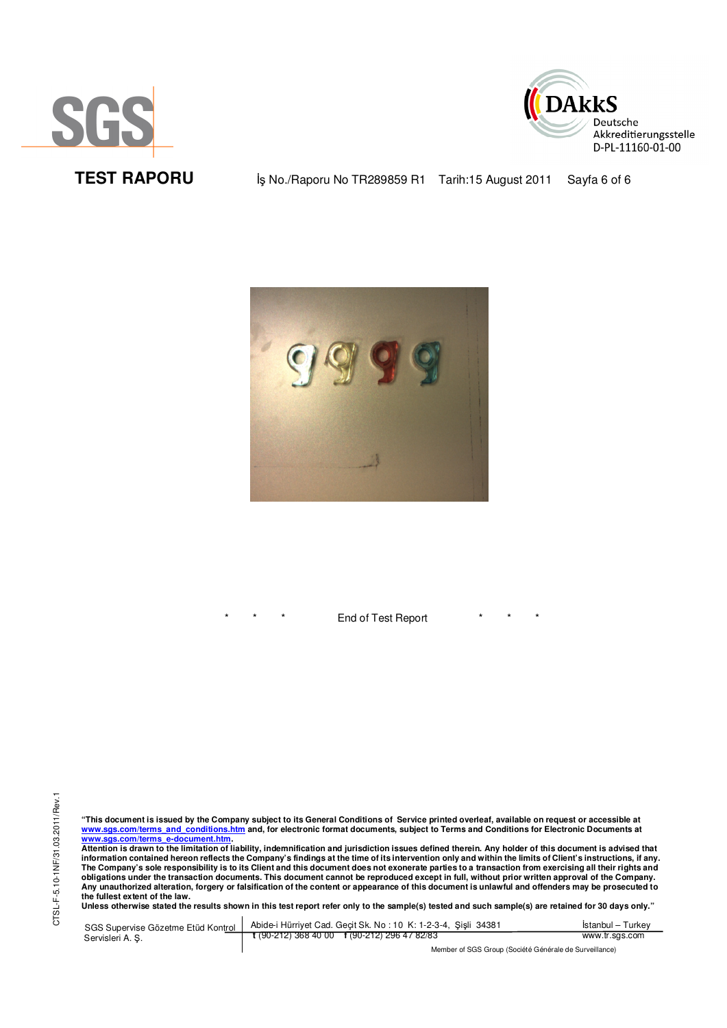\*   \*   \*   End of Test Report   \*   \*   \*

“This document is issued by the Company subject to its General Conditions of Service printed overleaf, available on request or accessible at www.sgs.com/terms_and_conditions.htm and, for electronic format documents, subject to Terms and Conditions for Electronic Documents at www.sgs.com/terms_e-document.htm.
Attention is drawn to the limitation of liability, indemnification and jurisdiction issues defined therein. Any holder of this document is advised that information contained hereon reflects the Company’s findings at the time of its intervention only and within the limits of Client’s instructions, if any. The Company’s sole responsibility is to its Client and this document does not exonerate parties to a transaction from exercising all their rights and obligations under the transaction documents. This document cannot be reproduced except in full, without prior written approval of the Company. Any unauthorized alteration, forgery or falsification of the content or appearance of this document is unlawful and offenders may be prosecuted to the fullest extent of the law.
Unless otherwise stated the results shown in this test report refer only to the sample(s) tested and such sample(s) are retained for 30 days only.”

| | | |
|---|---|---|
| SGS Supervise Gözetme Etüd Kontrol Servisleri A. Ş. | Abide-i Hürriyet Cad. Geçit Sk. No : 10 K: 1-2-3-4, Şişli 34381<br>t (90-212) 368 40 00 f (90-212) 296 47 82/83 | İstanbul – Turkey<br>www.tr.sgs.com |

Member of SGS Group (Société Générale de Surveillance)

CTSL-F-5.10-1NF/31.03.2011/Rev.1